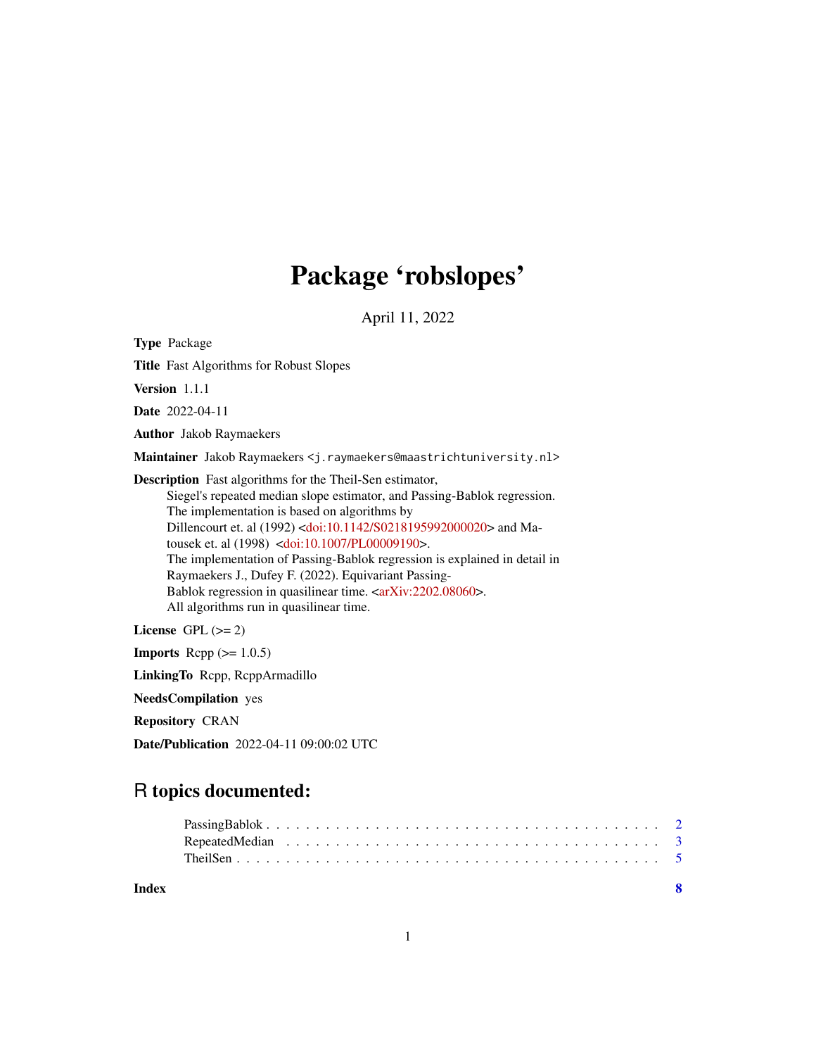# Package 'robslopes'

April 11, 2022

**Type** Package

**Title** Fast Algorithms for Robust Slopes

**Version** 1.1.1

**Date** 2022-04-11

**Author** Jakob Raymaekers

**Maintainer** Jakob Raymaekers <j.raymaekers@maastrichtuniversity.nl>

**Description** Fast algorithms for the Theil-Sen estimator, Siegel's repeated median slope estimator, and Passing-Bablok regression. The implementation is based on algorithms by Dillencourt et. al (1992) <doi:10.1142/S0218195992000020> and Matousek et. al (1998) <doi:10.1007/PL00009190>. The implementation of Passing-Bablok regression is explained in detail in Raymaekers J., Dufey F. (2022). Equivariant Passing-Bablok regression in quasilinear time. <arXiv:2202.08060>. All algorithms run in quasilinear time.

**License** GPL (>= 2)

**Imports** Rcpp (>= 1.0.5)

**LinkingTo** Rcpp, RcppArmadillo

**NeedsCompilation** yes

**Repository** CRAN

**Date/Publication** 2022-04-11 09:00:02 UTC

## R topics documented:

PassingBablok . . . . . . . . . . . . . . . . . . . . . . . . . . . . . . . . . . . . . . 2
RepeatedMedian . . . . . . . . . . . . . . . . . . . . . . . . . . . . . . . . . . . . . 3
TheilSen . . . . . . . . . . . . . . . . . . . . . . . . . . . . . . . . . . . . . . . . . 5

**Index** **8**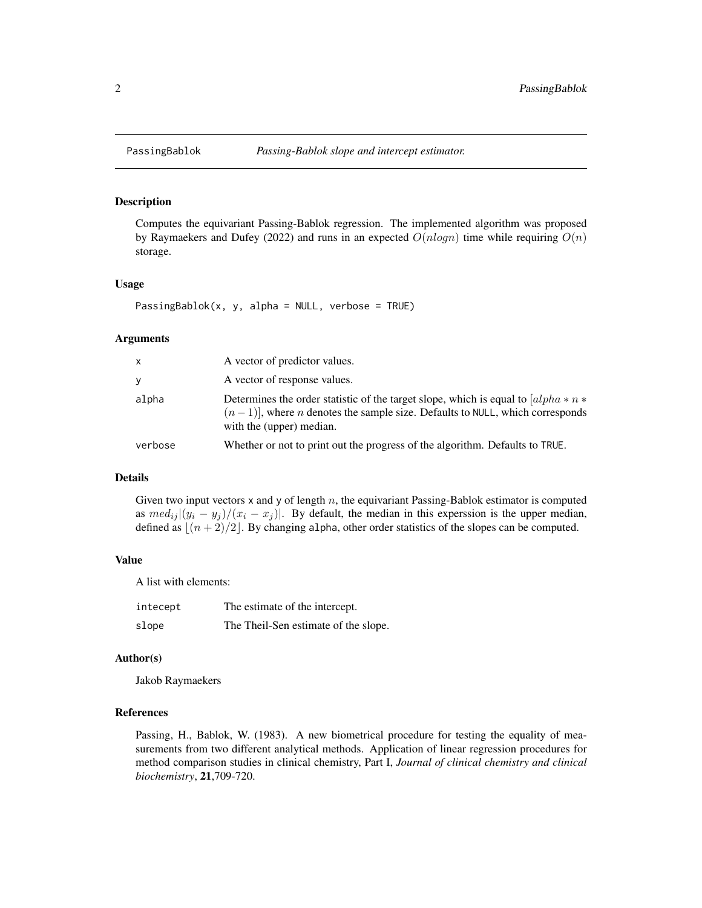PassingBablok    *Passing-Bablok slope and intercept estimator.*

## Description

Computes the equivariant Passing-Bablok regression. The implemented algorithm was proposed by Raymaekers and Dufey (2022) and runs in an expected $O(nlogn)$ time while requiring $O(n)$ storage.

## Usage

```
PassingBablok(x, y, alpha = NULL, verbose = TRUE)
```

## Arguments

| | |
|---|---|
| `x` | A vector of predictor values. |
| `y` | A vector of response values. |
| `alpha` | Determines the order statistic of the target slope, which is equal to $[alpha * n * (n-1)]$, where $n$ denotes the sample size. Defaults to `NULL`, which corresponds with the (upper) median. |
| `verbose` | Whether or not to print out the progress of the algorithm. Defaults to `TRUE`. |

## Details

Given two input vectors `x` and `y` of length $n$, the equivariant Passing-Bablok estimator is computed as $med_{ij}|(y_i - y_j)/(x_i - x_j)|$. By default, the median in this experssion is the upper median, defined as $\lfloor (n+2)/2 \rfloor$. By changing `alpha`, other order statistics of the slopes can be computed.

## Value

A list with elements:

| | |
|---|---|
| `intecept` | The estimate of the intercept. |
| `slope` | The Theil-Sen estimate of the slope. |

## Author(s)

Jakob Raymaekers

## References

Passing, H., Bablok, W. (1983). A new biometrical procedure for testing the equality of measurements from two different analytical methods. Application of linear regression procedures for method comparison studies in clinical chemistry, Part I, *Journal of clinical chemistry and clinical biochemistry*, **21**,709-720.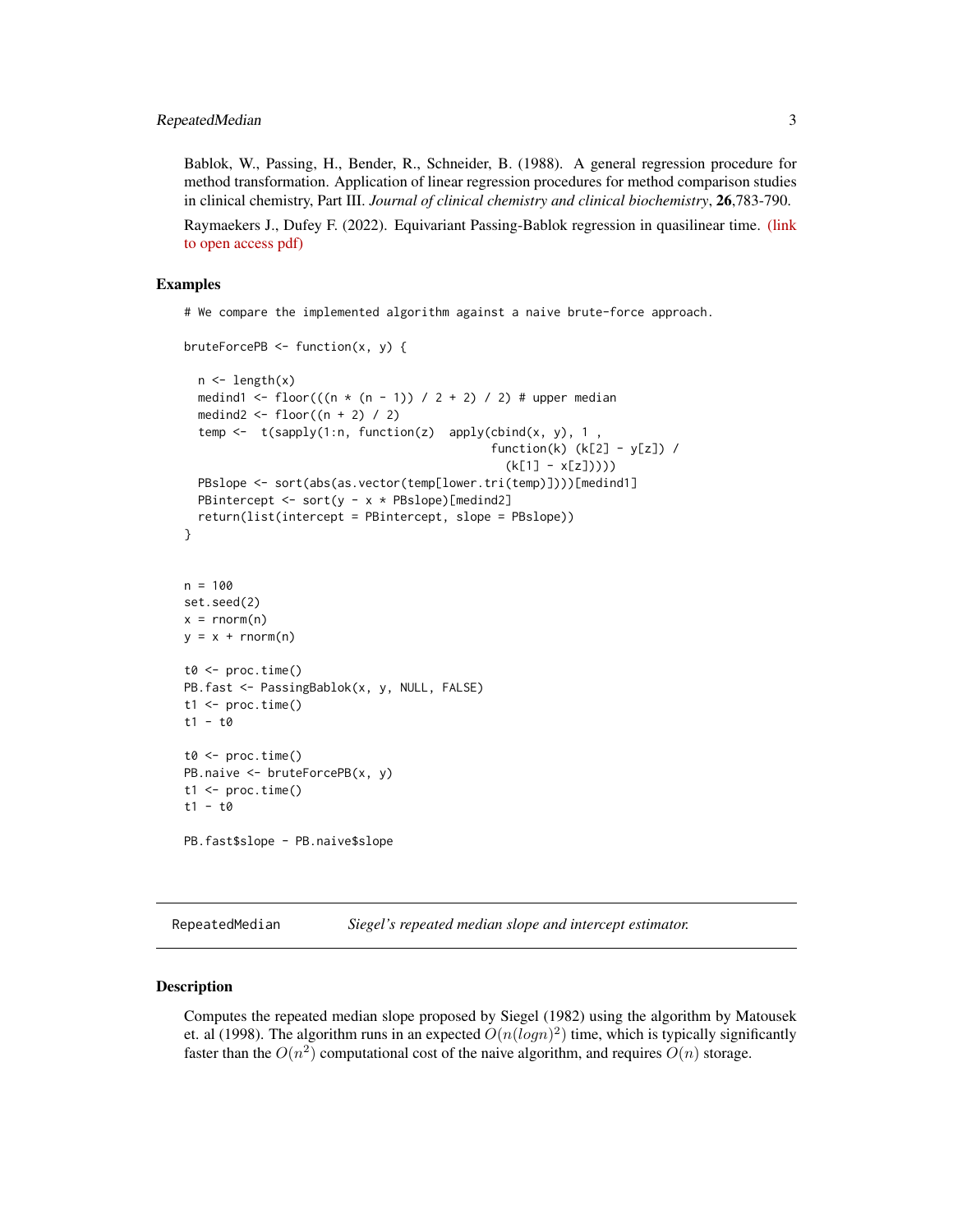Bablok, W., Passing, H., Bender, R., Schneider, B. (1988). A general regression procedure for method transformation. Application of linear regression procedures for method comparison studies in clinical chemistry, Part III. *Journal of clinical chemistry and clinical biochemistry*, **26**,783-790.

Raymaekers J., Dufey F. (2022). Equivariant Passing-Bablok regression in quasilinear time. (link to open access pdf)

## Examples

```
# We compare the implemented algorithm against a naive brute-force approach.

bruteForcePB <- function(x, y) {

  n <- length(x)
  medind1 <- floor(((n * (n - 1)) / 2 + 2) / 2) # upper median
  medind2 <- floor((n + 2) / 2)
  temp <-  t(sapply(1:n, function(z)  apply(cbind(x, y), 1 ,
                                            function(k) (k[2] - y[z]) /
                                              (k[1] - x[z]))))
  PBslope <- sort(abs(as.vector(temp[lower.tri(temp)])))[medind1]
  PBintercept <- sort(y - x * PBslope)[medind2]
  return(list(intercept = PBintercept, slope = PBslope))
}


n = 100
set.seed(2)
x = rnorm(n)
y = x + rnorm(n)

t0 <- proc.time()
PB.fast <- PassingBablok(x, y, NULL, FALSE)
t1 <- proc.time()
t1 - t0

t0 <- proc.time()
PB.naive <- bruteForcePB(x, y)
t1 <- proc.time()
t1 - t0

PB.fast$slope - PB.naive$slope
```

---

# RepeatedMedian — *Siegel's repeated median slope and intercept estimator.*

---

## Description

Computes the repeated median slope proposed by Siegel (1982) using the algorithm by Matousek et. al (1998). The algorithm runs in an expected $O(n(logn)^2)$ time, which is typically significantly faster than the $O(n^2)$ computational cost of the naive algorithm, and requires $O(n)$ storage.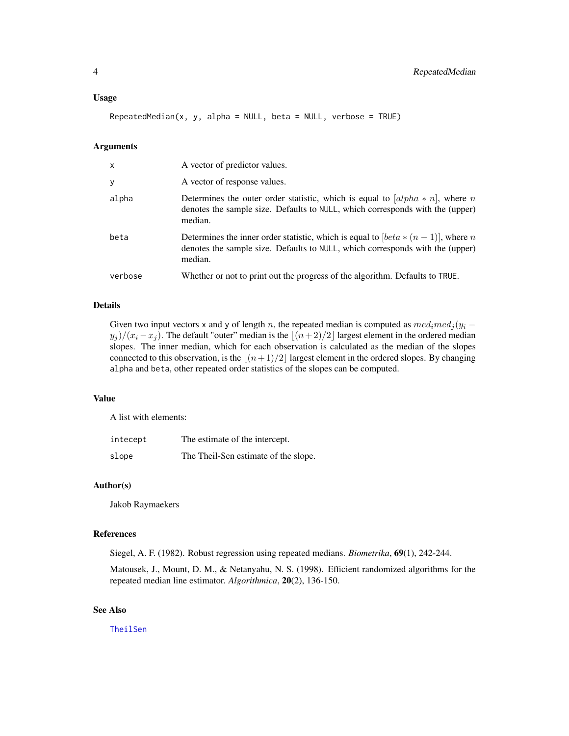### Usage

```
RepeatedMedian(x, y, alpha = NULL, beta = NULL, verbose = TRUE)
```

### Arguments

| | |
|---|---|
| x | A vector of predictor values. |
| y | A vector of response values. |
| alpha | Determines the outer order statistic, which is equal to $[alpha * n]$, where $n$ denotes the sample size. Defaults to NULL, which corresponds with the (upper) median. |
| beta | Determines the inner order statistic, which is equal to $[beta * (n - 1)]$, where $n$ denotes the sample size. Defaults to NULL, which corresponds with the (upper) median. |
| verbose | Whether or not to print out the progress of the algorithm. Defaults to TRUE. |

### Details

Given two input vectors x and y of length $n$, the repeated median is computed as $med_i med_j (y_i - y_j)/(x_i - x_j)$. The default "outer" median is the $\lfloor (n+2)/2 \rfloor$ largest element in the ordered median slopes. The inner median, which for each observation is calculated as the median of the slopes connected to this observation, is the $\lfloor (n+1)/2 \rfloor$ largest element in the ordered slopes. By changing alpha and beta, other repeated order statistics of the slopes can be computed.

### Value

A list with elements:

| | |
|---|---|
| intecept | The estimate of the intercept. |
| slope | The Theil-Sen estimate of the slope. |

### Author(s)

Jakob Raymaekers

### References

Siegel, A. F. (1982). Robust regression using repeated medians. *Biometrika*, **69**(1), 242-244.

Matousek, J., Mount, D. M., & Netanyahu, N. S. (1998). Efficient randomized algorithms for the repeated median line estimator. *Algorithmica*, **20**(2), 136-150.

### See Also

TheilSen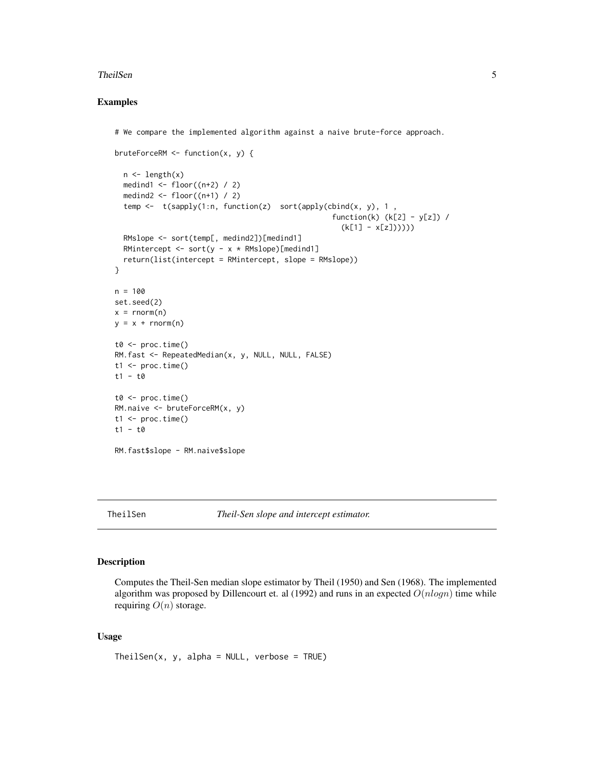## Examples

```
# We compare the implemented algorithm against a naive brute-force approach.

bruteForceRM <- function(x, y) {

  n <- length(x)
  medind1 <- floor((n+2) / 2)
  medind2 <- floor((n+1) / 2)
  temp <-  t(sapply(1:n, function(z)  sort(apply(cbind(x, y), 1 ,
                                                  function(k) (k[2] - y[z]) /
                                                    (k[1] - x[z])))))
  RMslope <- sort(temp[, medind2])[medind1]
  RMintercept <- sort(y - x * RMslope)[medind1]
  return(list(intercept = RMintercept, slope = RMslope))
}

n = 100
set.seed(2)
x = rnorm(n)
y = x + rnorm(n)

t0 <- proc.time()
RM.fast <- RepeatedMedian(x, y, NULL, NULL, FALSE)
t1 <- proc.time()
t1 - t0

t0 <- proc.time()
RM.naive <- bruteForceRM(x, y)
t1 <- proc.time()
t1 - t0

RM.fast$slope - RM.naive$slope
```

---

# TheilSen — *Theil-Sen slope and intercept estimator.*

---

## Description

Computes the Theil-Sen median slope estimator by Theil (1950) and Sen (1968). The implemented algorithm was proposed by Dillencourt et. al (1992) and runs in an expected $O(nlogn)$ time while requiring $O(n)$ storage.

## Usage

```
TheilSen(x, y, alpha = NULL, verbose = TRUE)
```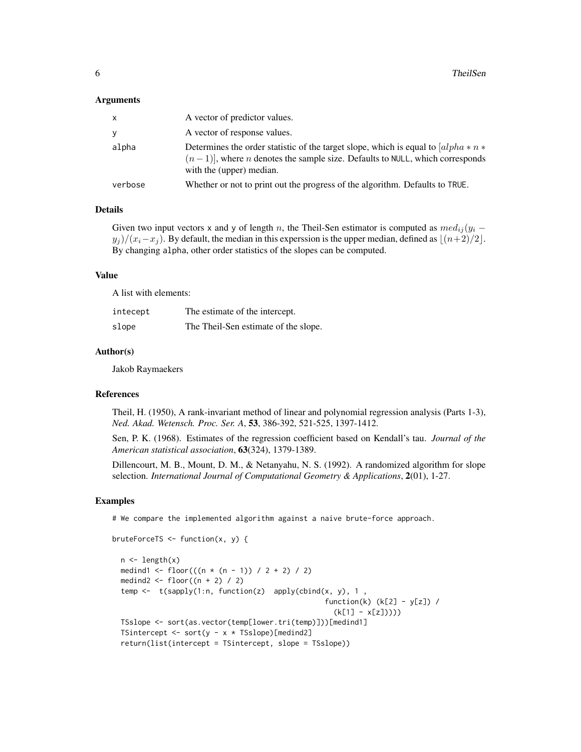### Arguments

| | |
|---|---|
| x | A vector of predictor values. |
| y | A vector of response values. |
| alpha | Determines the order statistic of the target slope, which is equal to $[alpha * n * (n-1)]$, where $n$ denotes the sample size. Defaults to NULL, which corresponds with the (upper) median. |
| verbose | Whether or not to print out the progress of the algorithm. Defaults to TRUE. |

### Details

Given two input vectors x and y of length $n$, the Theil-Sen estimator is computed as $med_{ij}(y_i - y_j)/(x_i - x_j)$. By default, the median in this experssion is the upper median, defined as $\lfloor (n+2)/2 \rfloor$. By changing alpha, other order statistics of the slopes can be computed.

### Value

A list with elements:

| | |
|---|---|
| intecept | The estimate of the intercept. |
| slope | The Theil-Sen estimate of the slope. |

### Author(s)

Jakob Raymaekers

### References

Theil, H. (1950), A rank-invariant method of linear and polynomial regression analysis (Parts 1-3), *Ned. Akad. Wetensch. Proc. Ser. A*, **53**, 386-392, 521-525, 1397-1412.

Sen, P. K. (1968). Estimates of the regression coefficient based on Kendall's tau. *Journal of the American statistical association*, **63**(324), 1379-1389.

Dillencourt, M. B., Mount, D. M., & Netanyahu, N. S. (1992). A randomized algorithm for slope selection. *International Journal of Computational Geometry & Applications*, **2**(01), 1-27.

### Examples

```
# We compare the implemented algorithm against a naive brute-force approach.

bruteForceTS <- function(x, y) {

  n <- length(x)
  medind1 <- floor(((n * (n - 1)) / 2 + 2) / 2)
  medind2 <- floor((n + 2) / 2)
  temp <-  t(sapply(1:n, function(z)  apply(cbind(x, y), 1 ,
                                                function(k) (k[2] - y[z]) /
                                                  (k[1] - x[z]))))
  TSslope <- sort(as.vector(temp[lower.tri(temp)]))[medind1]
  TSintercept <- sort(y - x * TSslope)[medind2]
  return(list(intercept = TSintercept, slope = TSslope))
```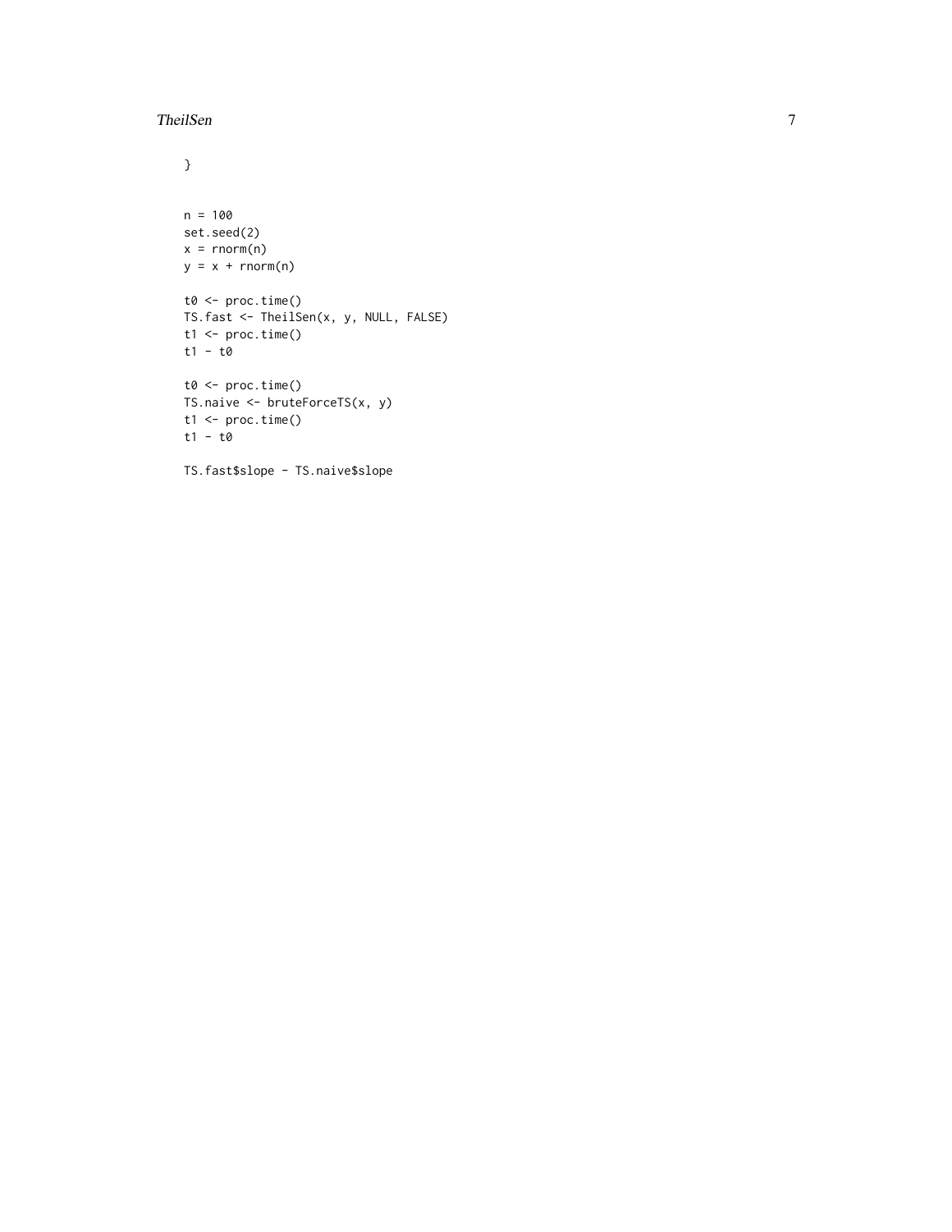```
}


n = 100
set.seed(2)
x = rnorm(n)
y = x + rnorm(n)

t0 <- proc.time()
TS.fast <- TheilSen(x, y, NULL, FALSE)
t1 <- proc.time()
t1 - t0

t0 <- proc.time()
TS.naive <- bruteForceTS(x, y)
t1 <- proc.time()
t1 - t0

TS.fast$slope - TS.naive$slope
```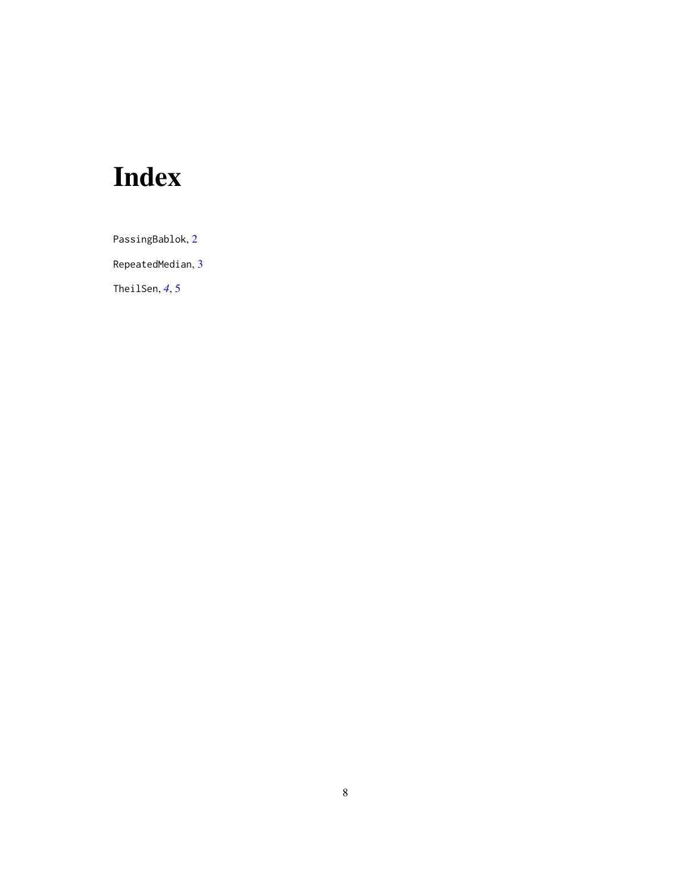# Index

PassingBablok, 2

RepeatedMedian, 3

TheilSen, *4*, 5